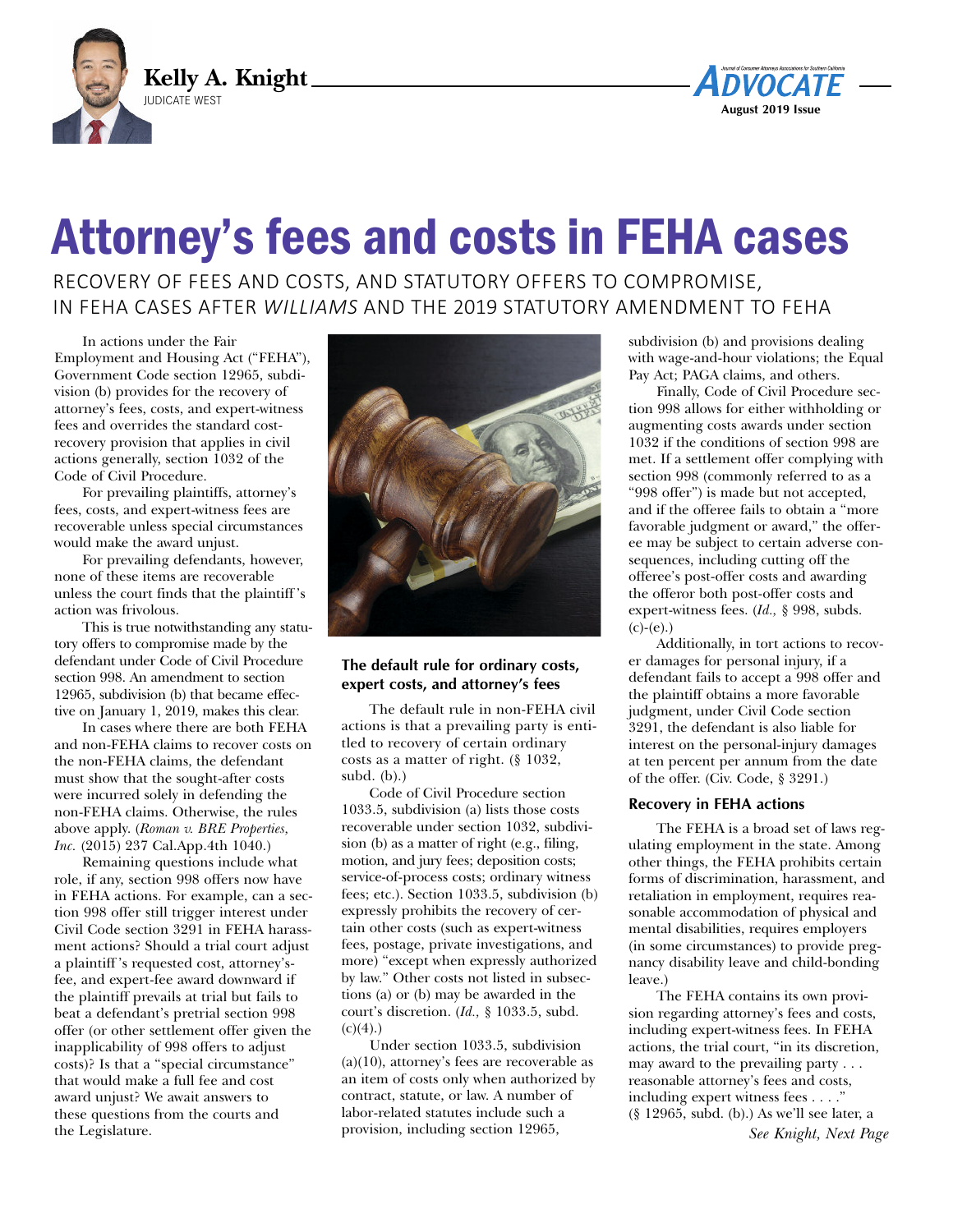**Kelly A. Knight**
JUDICATE WEST

# Attorney's fees and costs in FEHA cases

RECOVERY OF FEES AND COSTS, AND STATUTORY OFFERS TO COMPROMISE, IN FEHA CASES AFTER *WILLIAMS* AND THE 2019 STATUTORY AMENDMENT TO FEHA

In actions under the Fair Employment and Housing Act ("FEHA"), Government Code section 12965, subdivision (b) provides for the recovery of attorney's fees, costs, and expert-witness fees and overrides the standard cost-recovery provision that applies in civil actions generally, section 1032 of the Code of Civil Procedure.

For prevailing plaintiffs, attorney's fees, costs, and expert-witness fees are recoverable unless special circumstances would make the award unjust.

For prevailing defendants, however, none of these items are recoverable unless the court finds that the plaintiff's action was frivolous.

This is true notwithstanding any statutory offers to compromise made by the defendant under Code of Civil Procedure section 998. An amendment to section 12965, subdivision (b) that became effective on January 1, 2019, makes this clear.

In cases where there are both FEHA and non-FEHA claims to recover costs on the non-FEHA claims, the defendant must show that the sought-after costs were incurred solely in defending the non-FEHA claims. Otherwise, the rules above apply. (*Roman v. BRE Properties, Inc.* (2015) 237 Cal.App.4th 1040.)

Remaining questions include what role, if any, section 998 offers now have in FEHA actions. For example, can a section 998 offer still trigger interest under Civil Code section 3291 in FEHA harassment actions? Should a trial court adjust a plaintiff's requested cost, attorney's-fee, and expert-fee award downward if the plaintiff prevails at trial but fails to beat a defendant's pretrial section 998 offer (or other settlement offer given the inapplicability of 998 offers to adjust costs)? Is that a "special circumstance" that would make a full fee and cost award unjust? We await answers to these questions from the courts and the Legislature.

### The default rule for ordinary costs, expert costs, and attorney's fees

The default rule in non-FEHA civil actions is that a prevailing party is entitled to recovery of certain ordinary costs as a matter of right. (§ 1032, subd. (b).)

Code of Civil Procedure section 1033.5, subdivision (a) lists those costs recoverable under section 1032, subdivision (b) as a matter of right (e.g., filing, motion, and jury fees; deposition costs; service-of-process costs; ordinary witness fees; etc.). Section 1033.5, subdivision (b) expressly prohibits the recovery of certain other costs (such as expert-witness fees, postage, private investigations, and more) "except when expressly authorized by law." Other costs not listed in subsections (a) or (b) may be awarded in the court's discretion. (*Id.,* § 1033.5, subd. (c)(4).)

Under section 1033.5, subdivision (a)(10), attorney's fees are recoverable as an item of costs only when authorized by contract, statute, or law. A number of labor-related statutes include such a provision, including section 12965, subdivision (b) and provisions dealing with wage-and-hour violations; the Equal Pay Act; PAGA claims, and others.

Finally, Code of Civil Procedure section 998 allows for either withholding or augmenting costs awards under section 1032 if the conditions of section 998 are met. If a settlement offer complying with section 998 (commonly referred to as a "998 offer") is made but not accepted, and if the offeree fails to obtain a "more favorable judgment or award," the offeree may be subject to certain adverse consequences, including cutting off the offeree's post-offer costs and awarding the offeror both post-offer costs and expert-witness fees. (*Id.,* § 998, subds. (c)-(e).)

Additionally, in tort actions to recover damages for personal injury, if a defendant fails to accept a 998 offer and the plaintiff obtains a more favorable judgment, under Civil Code section 3291, the defendant is also liable for interest on the personal-injury damages at ten percent per annum from the date of the offer. (Civ. Code, § 3291.)

### Recovery in FEHA actions

The FEHA is a broad set of laws regulating employment in the state. Among other things, the FEHA prohibits certain forms of discrimination, harassment, and retaliation in employment, requires reasonable accommodation of physical and mental disabilities, requires employers (in some circumstances) to provide pregnancy disability leave and child-bonding leave.)

The FEHA contains its own provision regarding attorney's fees and costs, including expert-witness fees. In FEHA actions, the trial court, "in its discretion, may award to the prevailing party . . . reasonable attorney's fees and costs, including expert witness fees . . . ." (§ 12965, subd. (b).) As we'll see later, a

*See Knight, Next Page*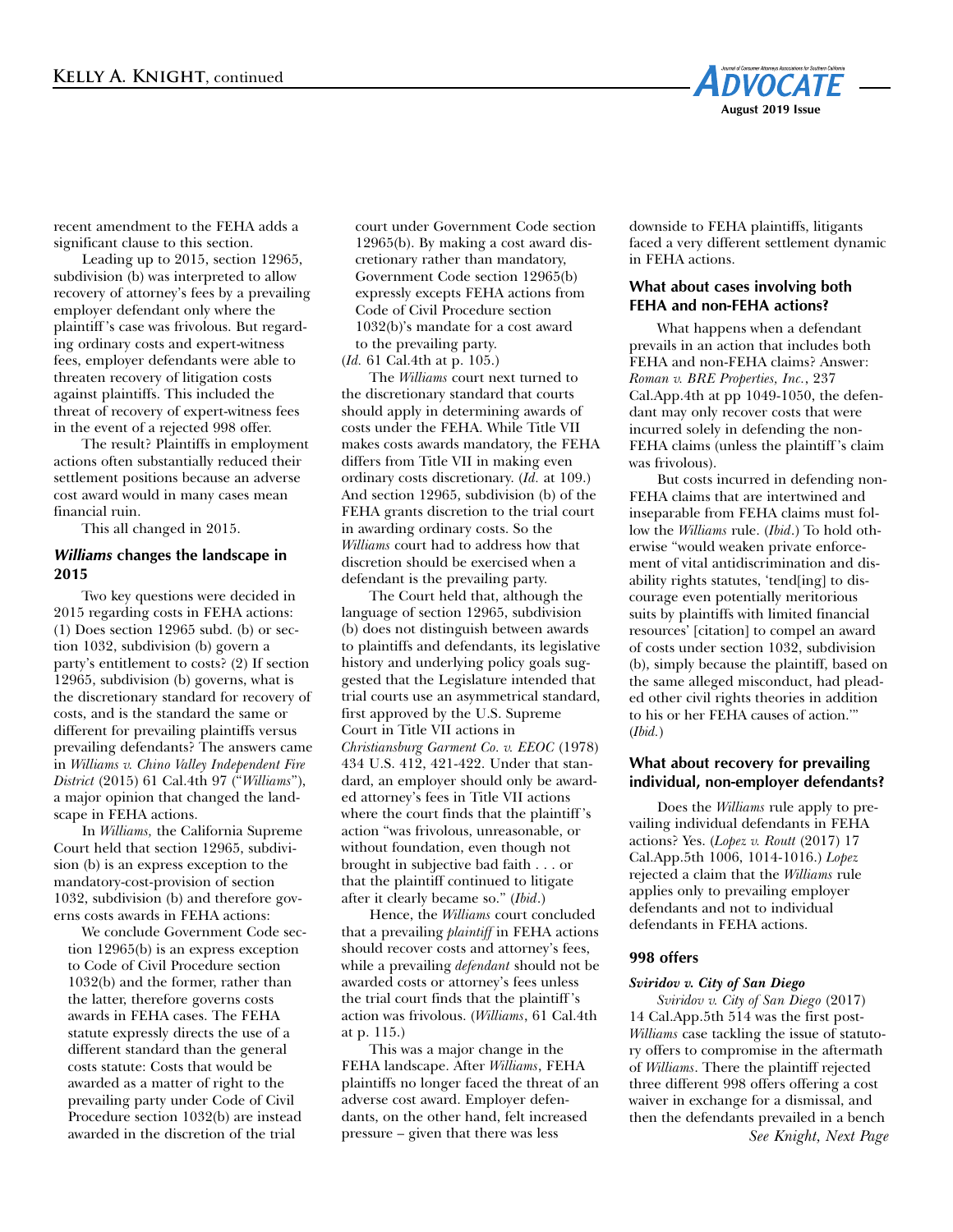recent amendment to the FEHA adds a significant clause to this section.

Leading up to 2015, section 12965, subdivision (b) was interpreted to allow recovery of attorney's fees by a prevailing employer defendant only where the plaintiff's case was frivolous. But regarding ordinary costs and expert-witness fees, employer defendants were able to threaten recovery of litigation costs against plaintiffs. This included the threat of recovery of expert-witness fees in the event of a rejected 998 offer.

The result? Plaintiffs in employment actions often substantially reduced their settlement positions because an adverse cost award would in many cases mean financial ruin.

This all changed in 2015.

### *Williams* changes the landscape in 2015

Two key questions were decided in 2015 regarding costs in FEHA actions: (1) Does section 12965 subd. (b) or section 1032, subdivision (b) govern a party's entitlement to costs? (2) If section 12965, subdivision (b) governs, what is the discretionary standard for recovery of costs, and is the standard the same or different for prevailing plaintiffs versus prevailing defendants? The answers came in *Williams v. Chino Valley Independent Fire District* (2015) 61 Cal.4th 97 ("*Williams*"), a major opinion that changed the landscape in FEHA actions.

In *Williams,* the California Supreme Court held that section 12965, subdivision (b) is an express exception to the mandatory-cost-provision of section 1032, subdivision (b) and therefore governs costs awards in FEHA actions:

> We conclude Government Code section 12965(b) is an express exception to Code of Civil Procedure section 1032(b) and the former, rather than the latter, therefore governs costs awards in FEHA cases. The FEHA statute expressly directs the use of a different standard than the general costs statute: Costs that would be awarded as a matter of right to the prevailing party under Code of Civil Procedure section 1032(b) are instead awarded in the discretion of the trial court under Government Code section 12965(b). By making a cost award discretionary rather than mandatory, Government Code section 12965(b) expressly excepts FEHA actions from Code of Civil Procedure section 1032(b)'s mandate for a cost award to the prevailing party.

(*Id.* 61 Cal.4th at p. 105.)

The *Williams* court next turned to the discretionary standard that courts should apply in determining awards of costs under the FEHA. While Title VII makes costs awards mandatory, the FEHA differs from Title VII in making even ordinary costs discretionary. (*Id.* at 109.) And section 12965, subdivision (b) of the FEHA grants discretion to the trial court in awarding ordinary costs. So the *Williams* court had to address how that discretion should be exercised when a defendant is the prevailing party.

The Court held that, although the language of section 12965, subdivision (b) does not distinguish between awards to plaintiffs and defendants, its legislative history and underlying policy goals suggested that the Legislature intended that trial courts use an asymmetrical standard, first approved by the U.S. Supreme Court in Title VII actions in *Christiansburg Garment Co. v. EEOC* (1978) 434 U.S. 412, 421-422. Under that standard, an employer should only be awarded attorney's fees in Title VII actions where the court finds that the plaintiff's action "was frivolous, unreasonable, or without foundation, even though not brought in subjective bad faith . . . or that the plaintiff continued to litigate after it clearly became so." (*Ibid*.)

Hence, the *Williams* court concluded that a prevailing *plaintiff* in FEHA actions should recover costs and attorney's fees, while a prevailing *defendant* should not be awarded costs or attorney's fees unless the trial court finds that the plaintiff's action was frivolous. (*Williams*, 61 Cal.4th at p. 115.)

This was a major change in the FEHA landscape. After *Williams*, FEHA plaintiffs no longer faced the threat of an adverse cost award. Employer defendants, on the other hand, felt increased pressure – given that there was less downside to FEHA plaintiffs, litigants faced a very different settlement dynamic in FEHA actions.

### What about cases involving both FEHA and non-FEHA actions?

What happens when a defendant prevails in an action that includes both FEHA and non-FEHA claims? Answer: *Roman v. BRE Properties, Inc.*, 237 Cal.App.4th at pp 1049-1050, the defendant may only recover costs that were incurred solely in defending the non-FEHA claims (unless the plaintiff's claim was frivolous).

But costs incurred in defending non-FEHA claims that are intertwined and inseparable from FEHA claims must follow the *Williams* rule. (*Ibid*.) To hold otherwise "would weaken private enforcement of vital antidiscrimination and disability rights statutes, 'tend[ing] to discourage even potentially meritorious suits by plaintiffs with limited financial resources' [citation] to compel an award of costs under section 1032, subdivision (b), simply because the plaintiff, based on the same alleged misconduct, had pleaded other civil rights theories in addition to his or her FEHA causes of action.'" (*Ibid.*)

### What about recovery for prevailing individual, non-employer defendants?

Does the *Williams* rule apply to prevailing individual defendants in FEHA actions? Yes. (*Lopez v. Routt* (2017) 17 Cal.App.5th 1006, 1014-1016.) *Lopez* rejected a claim that the *Williams* rule applies only to prevailing employer defendants and not to individual defendants in FEHA actions.

### 998 offers

#### *Sviridov v. City of San Diego*

*Sviridov v. City of San Diego* (2017) 14 Cal.App.5th 514 was the first post-*Williams* case tackling the issue of statutory offers to compromise in the aftermath of *Williams*. There the plaintiff rejected three different 998 offers offering a cost waiver in exchange for a dismissal, and then the defendants prevailed in a bench

*See Knight, Next Page*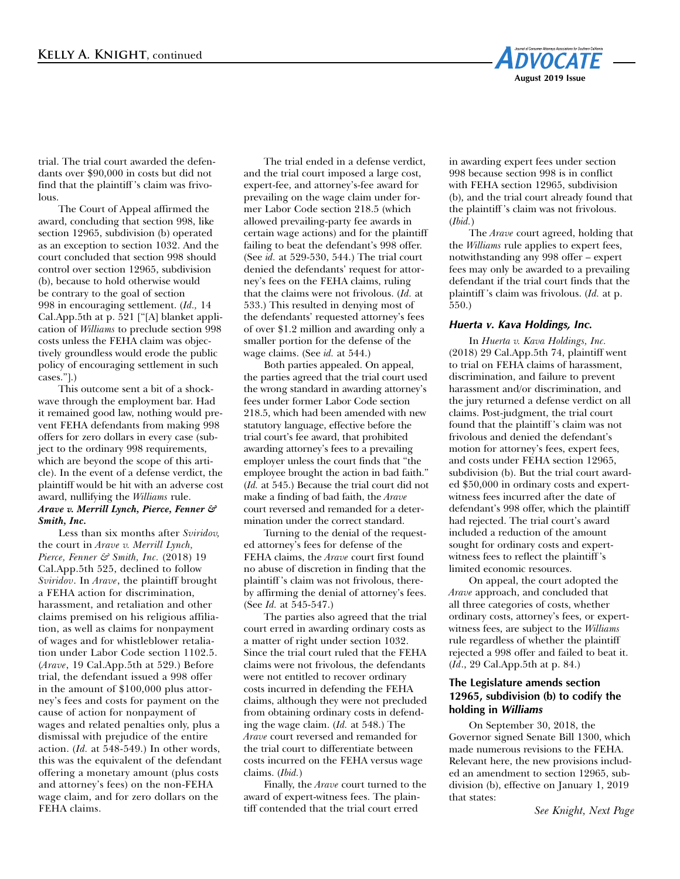trial. The trial court awarded the defendants over $90,000 in costs but did not find that the plaintiff's claim was frivolous.

The Court of Appeal affirmed the award, concluding that section 998, like section 12965, subdivision (b) operated as an exception to section 1032. And the court concluded that section 998 should control over section 12965, subdivision (b), because to hold otherwise would be contrary to the goal of section 998 in encouraging settlement. (*Id.,* 14 Cal.App.5th at p. 521 ["[A] blanket application of *Williams* to preclude section 998 costs unless the FEHA claim was objectively groundless would erode the public policy of encouraging settlement in such cases."].)

This outcome sent a bit of a shockwave through the employment bar. Had it remained good law, nothing would prevent FEHA defendants from making 998 offers for zero dollars in every case (subject to the ordinary 998 requirements, which are beyond the scope of this article). In the event of a defense verdict, the plaintiff would be hit with an adverse cost award, nullifying the *Williams* rule.

### *Arave v. Merrill Lynch, Pierce, Fenner & Smith, Inc.*

Less than six months after *Sviridov,* the court in *Arave v. Merrill Lynch, Pierce, Fenner & Smith, Inc.* (2018) 19 Cal.App.5th 525, declined to follow *Sviridov*. In *Arave*, the plaintiff brought a FEHA action for discrimination, harassment, and retaliation and other claims premised on his religious affiliation, as well as claims for nonpayment of wages and for whistleblower retaliation under Labor Code section 1102.5. (*Arave*, 19 Cal.App.5th at 529.) Before trial, the defendant issued a 998 offer in the amount of $100,000 plus attorney's fees and costs for payment on the cause of action for nonpayment of wages and related penalties only, plus a dismissal with prejudice of the entire action. (*Id.* at 548-549.) In other words, this was the equivalent of the defendant offering a monetary amount (plus costs and attorney's fees) on the non-FEHA wage claim, and for zero dollars on the FEHA claims.

The trial ended in a defense verdict, and the trial court imposed a large cost, expert-fee, and attorney's-fee award for prevailing on the wage claim under former Labor Code section 218.5 (which allowed prevailing-party fee awards in certain wage actions) and for the plaintiff failing to beat the defendant's 998 offer. (See *id.* at 529-530, 544.) The trial court denied the defendants' request for attorney's fees on the FEHA claims, ruling that the claims were not frivolous. (*Id.* at 533.) This resulted in denying most of the defendants' requested attorney's fees of over $1.2 million and awarding only a smaller portion for the defense of the wage claims. (See *id.* at 544.)

Both parties appealed. On appeal, the parties agreed that the trial court used the wrong standard in awarding attorney's fees under former Labor Code section 218.5, which had been amended with new statutory language, effective before the trial court's fee award, that prohibited awarding attorney's fees to a prevailing employer unless the court finds that "the employee brought the action in bad faith." (*Id.* at 545.) Because the trial court did not make a finding of bad faith, the *Arave* court reversed and remanded for a determination under the correct standard.

Turning to the denial of the requested attorney's fees for defense of the FEHA claims, the *Arave* court first found no abuse of discretion in finding that the plaintiff's claim was not frivolous, thereby affirming the denial of attorney's fees. (See *Id.* at 545-547.)

The parties also agreed that the trial court erred in awarding ordinary costs as a matter of right under section 1032. Since the trial court ruled that the FEHA claims were not frivolous, the defendants were not entitled to recover ordinary costs incurred in defending the FEHA claims, although they were not precluded from obtaining ordinary costs in defending the wage claim. (*Id.* at 548.) The *Arave* court reversed and remanded for the trial court to differentiate between costs incurred on the FEHA versus wage claims. (*Ibid.*)

Finally, the *Arave* court turned to the award of expert-witness fees. The plaintiff contended that the trial court erred in awarding expert fees under section 998 because section 998 is in conflict with FEHA section 12965, subdivision (b), and the trial court already found that the plaintiff's claim was not frivolous. (*Ibid.*)

The *Arave* court agreed, holding that the *Williams* rule applies to expert fees, notwithstanding any 998 offer – expert fees may only be awarded to a prevailing defendant if the trial court finds that the plaintiff's claim was frivolous. (*Id.* at p. 550.)

### *Huerta v. Kava Holdings, Inc.*

In *Huerta v. Kava Holdings, Inc.* (2018) 29 Cal.App.5th 74, plaintiff went to trial on FEHA claims of harassment, discrimination, and failure to prevent harassment and/or discrimination, and the jury returned a defense verdict on all claims. Post-judgment, the trial court found that the plaintiff's claim was not frivolous and denied the defendant's motion for attorney's fees, expert fees, and costs under FEHA section 12965, subdivision (b). But the trial court awarded $50,000 in ordinary costs and expert-witness fees incurred after the date of defendant's 998 offer, which the plaintiff had rejected. The trial court's award included a reduction of the amount sought for ordinary costs and expert-witness fees to reflect the plaintiff's limited economic resources.

On appeal, the court adopted the *Arave* approach, and concluded that all three categories of costs, whether ordinary costs, attorney's fees, or expert-witness fees, are subject to the *Williams* rule regardless of whether the plaintiff rejected a 998 offer and failed to beat it. (*Id.*, 29 Cal.App.5th at p. 84.)

### The Legislature amends section 12965, subdivision (b) to codify the holding in *Williams*

On September 30, 2018, the Governor signed Senate Bill 1300, which made numerous revisions to the FEHA. Relevant here, the new provisions included an amendment to section 12965, subdivision (b), effective on January 1, 2019 that states:

*See Knight, Next Page*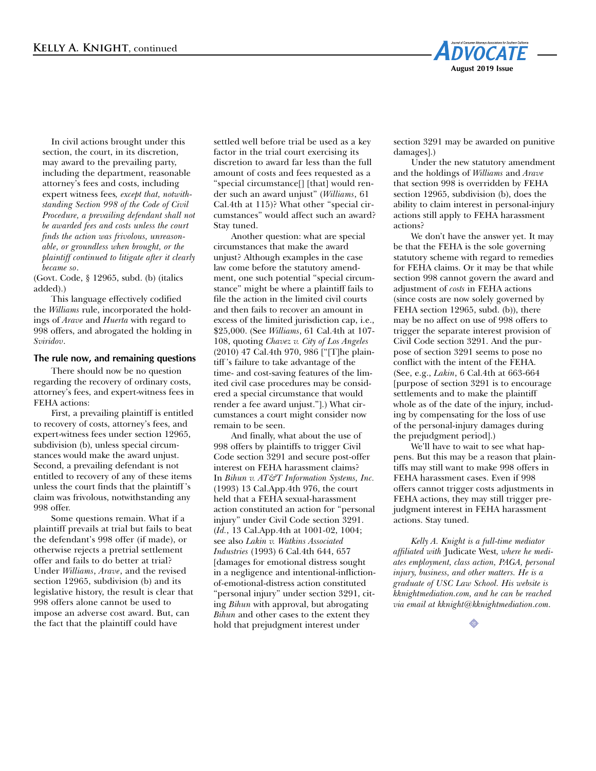> In civil actions brought under this section, the court, in its discretion, may award to the prevailing party, including the department, reasonable attorney's fees and costs, including expert witness fees*, except that, notwithstanding Section 998 of the Code of Civil Procedure, a prevailing defendant shall not be awarded fees and costs unless the court finds the action was frivolous, unreasonable, or groundless when brought, or the plaintiff continued to litigate after it clearly became so*.

(Govt. Code, § 12965, subd. (b) (italics added).)

This language effectively codified the *Williams* rule, incorporated the holdings of *Arave* and *Huerta* with regard to 998 offers, and abrogated the holding in *Sviridov*.

### The rule now, and remaining questions

There should now be no question regarding the recovery of ordinary costs, attorney's fees, and expert-witness fees in FEHA actions:

First, a prevailing plaintiff is entitled to recovery of costs, attorney's fees, and expert-witness fees under section 12965, subdivision (b), unless special circumstances would make the award unjust. Second, a prevailing defendant is not entitled to recovery of any of these items unless the court finds that the plaintiff's claim was frivolous, notwithstanding any 998 offer.

Some questions remain. What if a plaintiff prevails at trial but fails to beat the defendant's 998 offer (if made), or otherwise rejects a pretrial settlement offer and fails to do better at trial? Under *Williams*, *Arave*, and the revised section 12965, subdivision (b) and its legislative history, the result is clear that 998 offers alone cannot be used to impose an adverse cost award. But, can the fact that the plaintiff could have settled well before trial be used as a key factor in the trial court exercising its discretion to award far less than the full amount of costs and fees requested as a "special circumstance[] [that] would render such an award unjust" (*Williams*, 61 Cal.4th at 115)? What other "special circumstances" would affect such an award? Stay tuned.

Another question: what are special circumstances that make the award unjust? Although examples in the case law come before the statutory amendment, one such potential "special circumstance" might be where a plaintiff fails to file the action in the limited civil courts and then fails to recover an amount in excess of the limited jurisdiction cap, i.e., $25,000. (See *Williams*, 61 Cal.4th at 107-108, quoting *Chavez v. City of Los Angeles* (2010) 47 Cal.4th 970, 986 ["[T]he plaintiff's failure to take advantage of the time- and cost-saving features of the limited civil case procedures may be considered a special circumstance that would render a fee award unjust."].) What circumstances a court might consider now remain to be seen.

And finally, what about the use of 998 offers by plaintiffs to trigger Civil Code section 3291 and secure post-offer interest on FEHA harassment claims? In *Bihun v. AT&T Information Systems, Inc.* (1993) 13 Cal.App.4th 976, the court held that a FEHA sexual-harassment action constituted an action for "personal injury" under Civil Code section 3291. (*Id.*, 13 Cal.App.4th at 1001-02, 1004; see also *Lakin v. Watkins Associated Industries* (1993) 6 Cal.4th 644, 657 [damages for emotional distress sought in a negligence and intentional-infliction-of-emotional-distress action constituted "personal injury" under section 3291, citing *Bihun* with approval, but abrogating *Bihun* and other cases to the extent they hold that prejudgment interest under section 3291 may be awarded on punitive damages].)

Under the new statutory amendment and the holdings of *Williams* and *Arave* that section 998 is overridden by FEHA section 12965, subdivision (b), does the ability to claim interest in personal-injury actions still apply to FEHA harassment actions?

We don't have the answer yet. It may be that the FEHA is the sole governing statutory scheme with regard to remedies for FEHA claims. Or it may be that while section 998 cannot govern the award and adjustment of *costs* in FEHA actions (since costs are now solely governed by FEHA section 12965, subd. (b)), there may be no affect on use of 998 offers to trigger the separate interest provision of Civil Code section 3291. And the purpose of section 3291 seems to pose no conflict with the intent of the FEHA. (See, e.g., *Lakin*, 6 Cal.4th at 663-664 [purpose of section 3291 is to encourage settlements and to make the plaintiff whole as of the date of the injury, including by compensating for the loss of use of the personal-injury damages during the prejudgment period].)

We'll have to wait to see what happens. But this may be a reason that plaintiffs may still want to make 998 offers in FEHA harassment cases. Even if 998 offers cannot trigger costs adjustments in FEHA actions, they may still trigger prejudgment interest in FEHA harassment actions. Stay tuned.

*Kelly A. Knight is a full-time mediator affiliated with* Judicate West*, where he mediates employment, class action, PAGA, personal injury, business, and other matters. He is a graduate of USC Law School. His website is kknightmediation.com, and he can be reached via email at kknight@kknightmediation.com.*